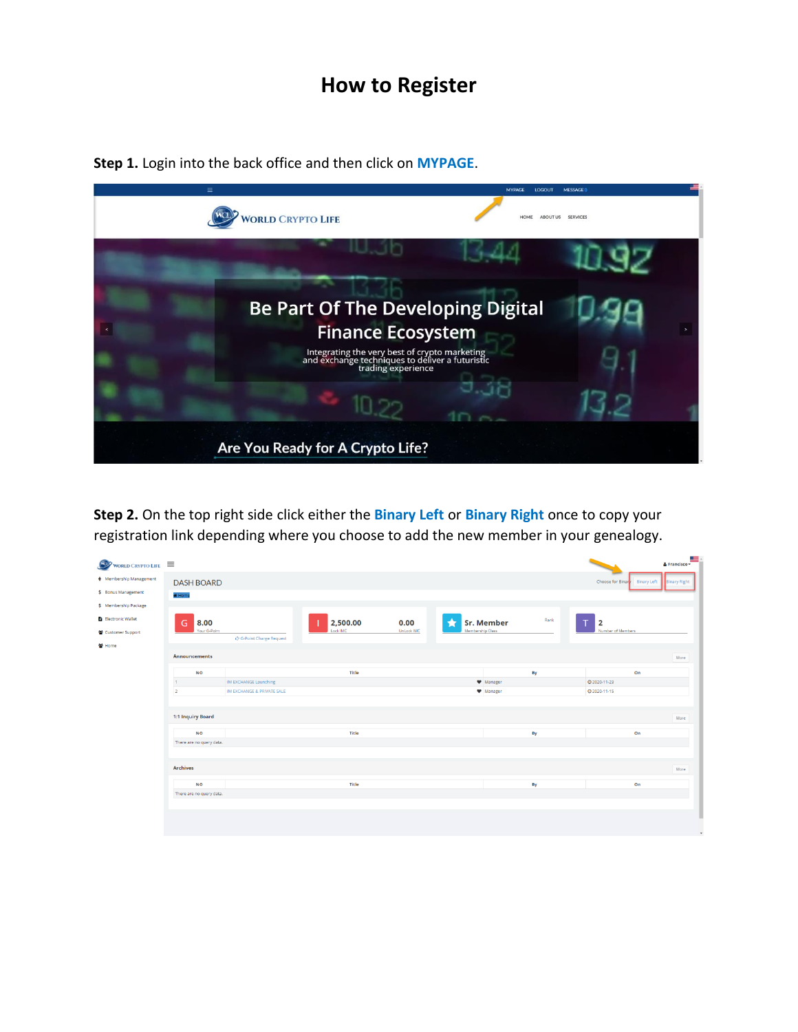# How to Register

**Step 1.** Login into the back office and then click on **MYPAGE**.

**Step 2.** On the top right side click either the **Binary Left** or **Binary Right** once to copy your registration link depending where you choose to add the new member in your genealogy.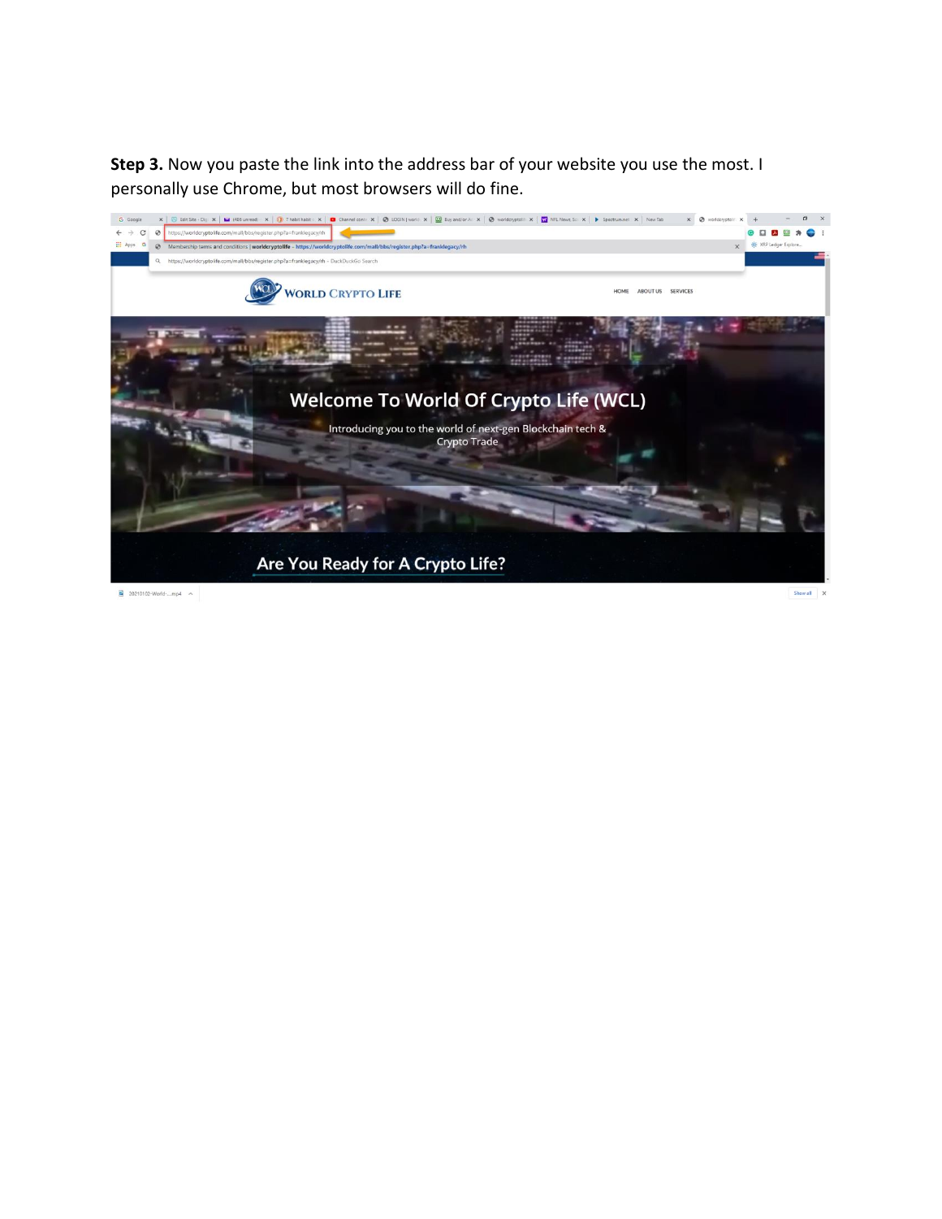**Step 3.** Now you paste the link into the address bar of your website you use the most. I personally use Chrome, but most browsers will do fine.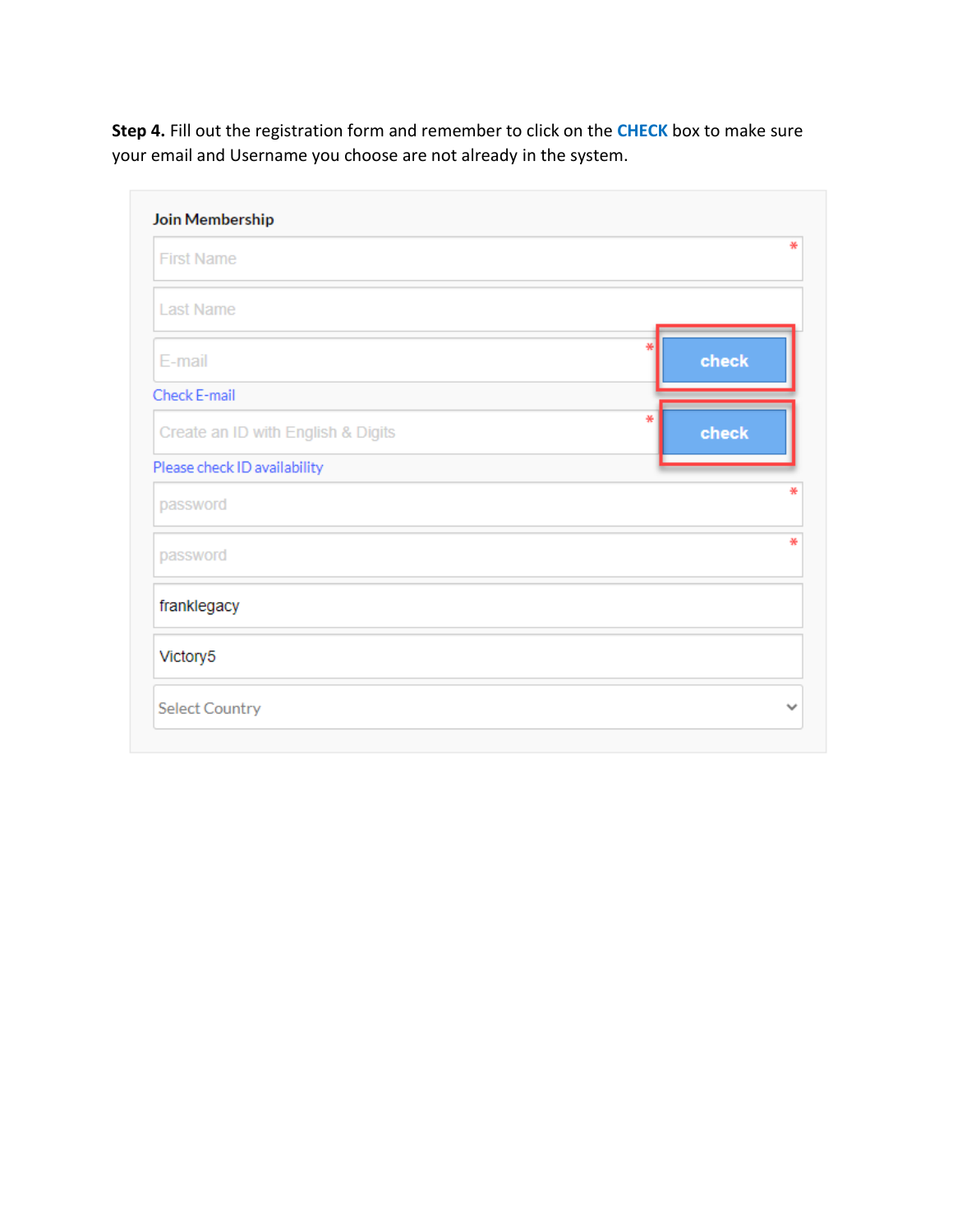**Step 4.** Fill out the registration form and remember to click on the **CHECK** box to make sure your email and Username you choose are not already in the system.

**Join Membership**

First Name *

Last Name

E-mail * [check]

Check E-mail

Create an ID with English & Digits * [check]

Please check ID availability

password *

password *

franklegacy

Victory5

Select Country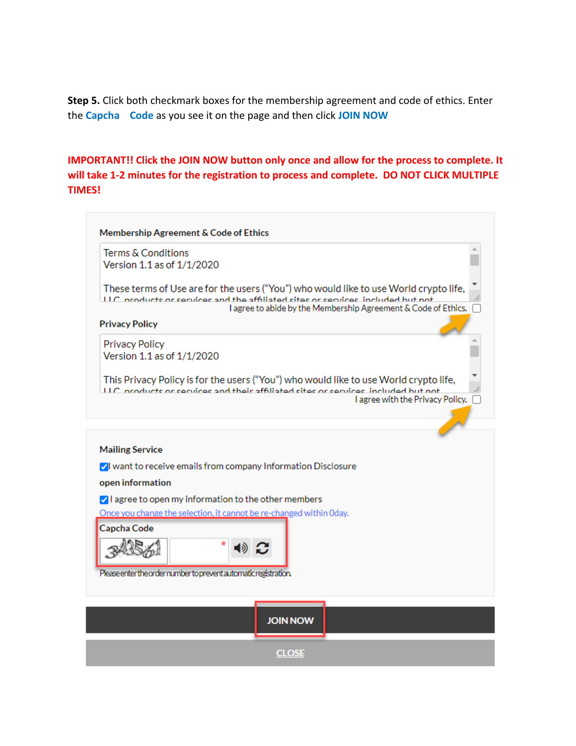**Step 5.** Click both checkmark boxes for the membership agreement and code of ethics. Enter the **Capcha Code** as you see it on the page and then click **JOIN NOW**

**IMPORTANT!! Click the JOIN NOW button only once and allow for the process to complete. It will take 1-2 minutes for the registration to process and complete. DO NOT CLICK MULTIPLE TIMES!**

**Membership Agreement & Code of Ethics**

Terms & Conditions
Version 1.1 as of 1/1/2020

These terms of Use are for the users ("You") who would like to use World crypto life, LLC products or services and the affiliated sites or services, included but not

I agree to abide by the Membership Agreement & Code of Ethics. ☐

**Privacy Policy**

Privacy Policy
Version 1.1 as of 1/1/2020

This Privacy Policy is for the users ("You") who would like to use World crypto life, LLC products or services and their affiliated sites or services, included but not

I agree with the Privacy Policy. ☐

**Mailing Service**

☑ I want to receive emails from company Information Disclosure

**open information**

☑ I agree to open my information to the other members

Once you change the selection, it cannot be re-changed within 0day.

**Capcha Code**

34356 *

Please enter the order number to prevent automatic registration.

JOIN NOW

CLOSE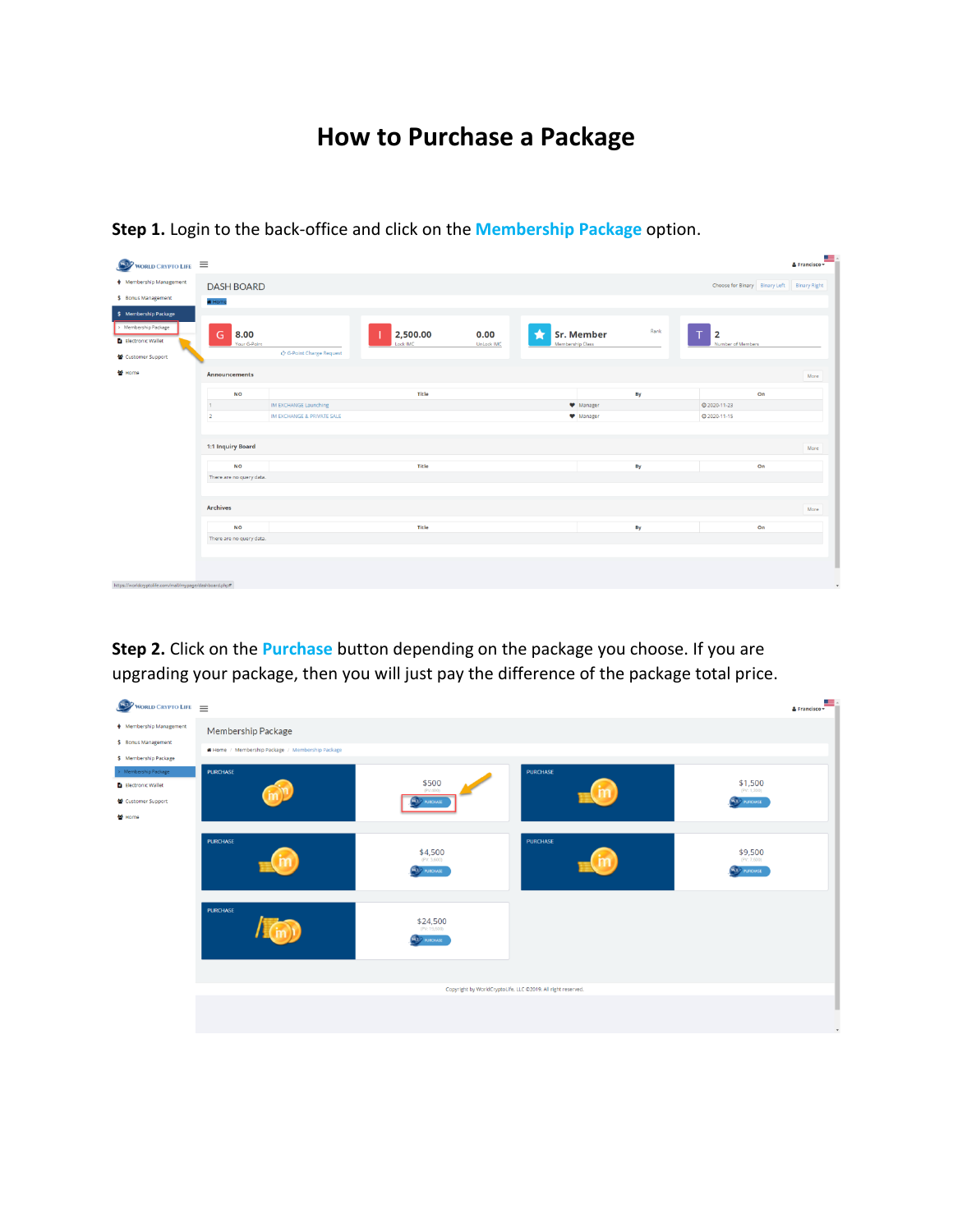# How to Purchase a Package

**Step 1.** Login to the back-office and click on the **Membership Package** option.

**Step 2.** Click on the **Purchase** button depending on the package you choose. If you are upgrading your package, then you will just pay the difference of the package total price.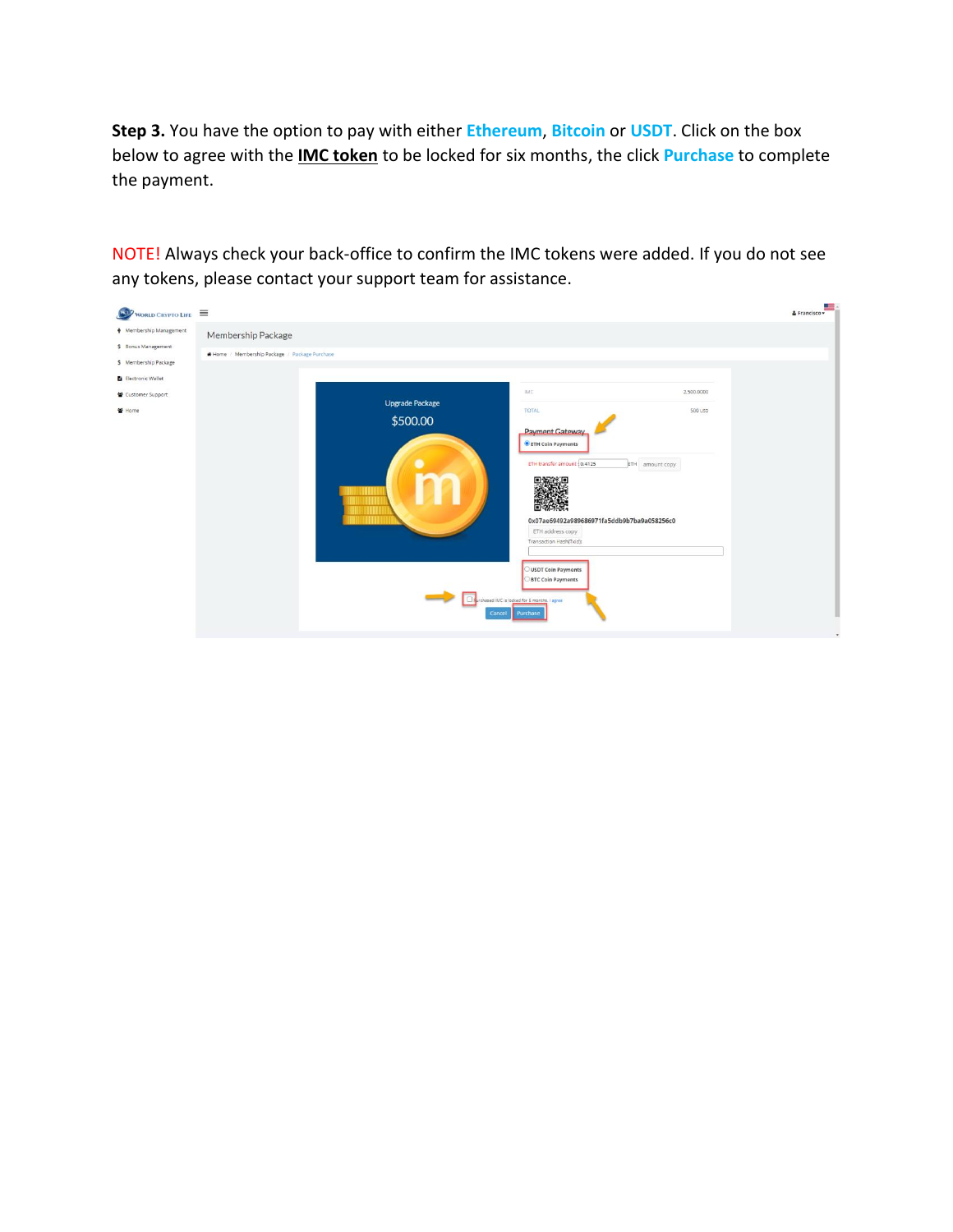**Step 3.** You have the option to pay with either **Ethereum**, **Bitcoin** or **USDT**. Click on the box below to agree with the **IMC token** to be locked for six months, the click **Purchase** to complete the payment.

NOTE! Always check your back-office to confirm the IMC tokens were added. If you do not see any tokens, please contact your support team for assistance.